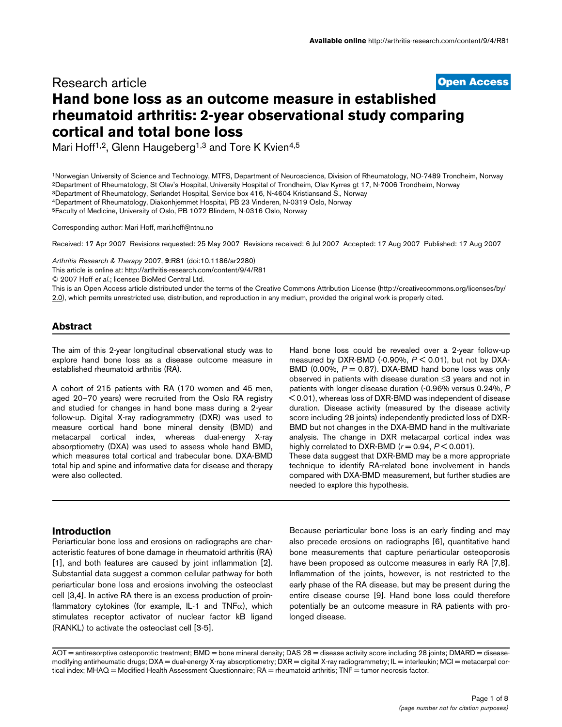Research article

**Open Access**

# Hand bone loss as an outcome measure in established rheumatoid arthritis: 2-year observational study comparing cortical and total bone loss

Mari Hoff[1,2], Glenn Haugeberg[1,3] and Tore K Kvien[4,5]

[1]Norwegian University of Science and Technology, MTFS, Department of Neuroscience, Division of Rheumatology, NO-7489 Trondheim, Norway
[2]Department of Rheumatology, St Olav's Hospital, University Hospital of Trondheim, Olav Kyrres gt 17, N-7006 Trondheim, Norway
[3]Department of Rheumatology, Sørlandet Hospital, Service box 416, N-4604 Kristiansand S., Norway
[4]Department of Rheumatology, Diakonhjemmet Hospital, PB 23 Vinderen, N-0319 Oslo, Norway
[5]Faculty of Medicine, University of Oslo, PB 1072 Blindern, N-0316 Oslo, Norway

Corresponding author: Mari Hoff, mari.hoff@ntnu.no

Received: 17 Apr 2007 Revisions requested: 25 May 2007 Revisions received: 6 Jul 2007 Accepted: 17 Aug 2007 Published: 17 Aug 2007

*Arthritis Research & Therapy* 2007, **9**:R81 (doi:10.1186/ar2280)
This article is online at: http://arthritis-research.com/content/9/4/R81
© 2007 Hoff *et al.*; licensee BioMed Central Ltd.
This is an Open Access article distributed under the terms of the Creative Commons Attribution License (http://creativecommons.org/licenses/by/2.0), which permits unrestricted use, distribution, and reproduction in any medium, provided the original work is properly cited.

## Abstract

The aim of this 2-year longitudinal observational study was to explore hand bone loss as a disease outcome measure in established rheumatoid arthritis (RA).

A cohort of 215 patients with RA (170 women and 45 men, aged 20–70 years) were recruited from the Oslo RA registry and studied for changes in hand bone mass during a 2-year follow-up. Digital X-ray radiogrammetry (DXR) was used to measure cortical hand bone mineral density (BMD) and metacarpal cortical index, whereas dual-energy X-ray absorptiometry (DXA) was used to assess whole hand BMD, which measures total cortical and trabecular bone. DXA-BMD total hip and spine and informative data for disease and therapy were also collected.

Hand bone loss could be revealed over a 2-year follow-up measured by DXR-BMD (-0.90%, $P < 0.01$), but not by DXA-BMD (0.00%, $P = 0.87$). DXA-BMD hand bone loss was only observed in patients with disease duration ≤3 years and not in patients with longer disease duration (-0.96% versus 0.24%, $P < 0.01$), whereas loss of DXR-BMD was independent of disease duration. Disease activity (measured by the disease activity score including 28 joints) independently predicted loss of DXR-BMD but not changes in the DXA-BMD hand in the multivariate analysis. The change in DXR metacarpal cortical index was highly correlated to DXR-BMD ($r = 0.94$, $P < 0.001$).

These data suggest that DXR-BMD may be a more appropriate technique to identify RA-related bone involvement in hands compared with DXA-BMD measurement, but further studies are needed to explore this hypothesis.

## Introduction

Periarticular bone loss and erosions on radiographs are characteristic features of bone damage in rheumatoid arthritis (RA) [1], and both features are caused by joint inflammation [2]. Substantial data suggest a common cellular pathway for both periarticular bone loss and erosions involving the osteoclast cell [3,4]. In active RA there is an excess production of proinflammatory cytokines (for example, IL-1 and TNFα), which stimulates receptor activator of nuclear factor kB ligand (RANKL) to activate the osteoclast cell [3-5].

Because periarticular bone loss is an early finding and may also precede erosions on radiographs [6], quantitative hand bone measurements that capture periarticular osteoporosis have been proposed as outcome measures in early RA [7,8]. Inflammation of the joints, however, is not restricted to the early phase of the RA disease, but may be present during the entire disease course [9]. Hand bone loss could therefore potentially be an outcome measure in RA patients with prolonged disease.

AOT = antiresorptive osteoporotic treatment; BMD = bone mineral density; DAS 28 = disease activity score including 28 joints; DMARD = disease-modifying antirheumatic drugs; DXA = dual-energy X-ray absorptiometry; DXR = digital X-ray radiogrammetry; IL = interleukin; MCI = metacarpal cortical index; MHAQ = Modified Health Assessment Questionnaire; RA = rheumatoid arthritis; TNF = tumor necrosis factor.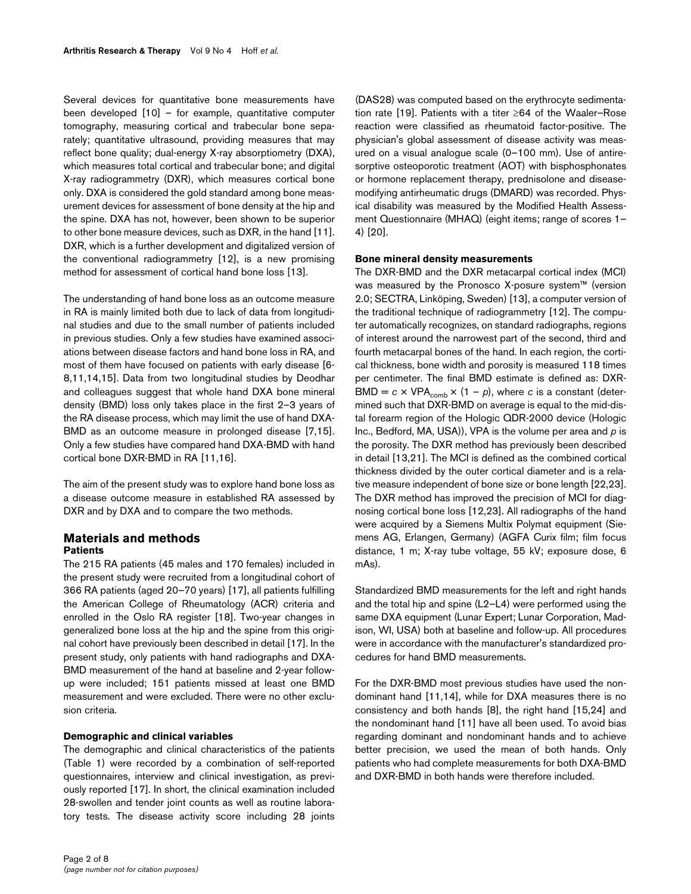Several devices for quantitative bone measurements have been developed [10] – for example, quantitative computer tomography, measuring cortical and trabecular bone separately; quantitative ultrasound, providing measures that may reflect bone quality; dual-energy X-ray absorptiometry (DXA), which measures total cortical and trabecular bone; and digital X-ray radiogrammetry (DXR), which measures cortical bone only. DXA is considered the gold standard among bone measurement devices for assessment of bone density at the hip and the spine. DXA has not, however, been shown to be superior to other bone measure devices, such as DXR, in the hand [11]. DXR, which is a further development and digitalized version of the conventional radiogrammetry [12], is a new promising method for assessment of cortical hand bone loss [13].

The understanding of hand bone loss as an outcome measure in RA is mainly limited both due to lack of data from longitudinal studies and due to the small number of patients included in previous studies. Only a few studies have examined associations between disease factors and hand bone loss in RA, and most of them have focused on patients with early disease [6-8,11,14,15]. Data from two longitudinal studies by Deodhar and colleagues suggest that whole hand DXA bone mineral density (BMD) loss only takes place in the first 2–3 years of the RA disease process, which may limit the use of hand DXA-BMD as an outcome measure in prolonged disease [7,15]. Only a few studies have compared hand DXA-BMD with hand cortical bone DXR-BMD in RA [11,16].

The aim of the present study was to explore hand bone loss as a disease outcome measure in established RA assessed by DXR and by DXA and to compare the two methods.

## Materials and methods

### Patients

The 215 RA patients (45 males and 170 females) included in the present study were recruited from a longitudinal cohort of 366 RA patients (aged 20–70 years) [17], all patients fulfilling the American College of Rheumatology (ACR) criteria and enrolled in the Oslo RA register [18]. Two-year changes in generalized bone loss at the hip and the spine from this original cohort have previously been described in detail [17]. In the present study, only patients with hand radiographs and DXA-BMD measurement of the hand at baseline and 2-year follow-up were included; 151 patients missed at least one BMD measurement and were excluded. There were no other exclusion criteria.

### Demographic and clinical variables

The demographic and clinical characteristics of the patients (Table 1) were recorded by a combination of self-reported questionnaires, interview and clinical investigation, as previously reported [17]. In short, the clinical examination included 28-swollen and tender joint counts as well as routine laboratory tests. The disease activity score including 28 joints (DAS28) was computed based on the erythrocyte sedimentation rate [19]. Patients with a titer ≥64 of the Waaler–Rose reaction were classified as rheumatoid factor-positive. The physician's global assessment of disease activity was measured on a visual analogue scale (0–100 mm). Use of antiresorptive osteoporotic treatment (AOT) with bisphosphonates or hormone replacement therapy, prednisolone and disease-modifying antirheumatic drugs (DMARD) was recorded. Physical disability was measured by the Modified Health Assessment Questionnaire (MHAQ) (eight items; range of scores 1–4) [20].

### Bone mineral density measurements

The DXR-BMD and the DXR metacarpal cortical index (MCI) was measured by the Pronosco X-posure system™ (version 2.0; SECTRA, Linköping, Sweden) [13], a computer version of the traditional technique of radiogrammetry [12]. The computer automatically recognizes, on standard radiographs, regions of interest around the narrowest part of the second, third and fourth metacarpal bones of the hand. In each region, the cortical thickness, bone width and porosity is measured 118 times per centimeter. The final BMD estimate is defined as: DXR-BMD = $c \times \text{VPA}_{\text{comb}} \times (1 - p)$, where $c$ is a constant (determined such that DXR-BMD on average is equal to the mid-distal forearm region of the Hologic QDR-2000 device (Hologic Inc., Bedford, MA, USA)), VPA is the volume per area and $p$ is the porosity. The DXR method has previously been described in detail [13,21]. The MCI is defined as the combined cortical thickness divided by the outer cortical diameter and is a relative measure independent of bone size or bone length [22,23]. The DXR method has improved the precision of MCI for diagnosing cortical bone loss [12,23]. All radiographs of the hand were acquired by a Siemens Multix Polymat equipment (Siemens AG, Erlangen, Germany) (AGFA Curix film; film focus distance, 1 m; X-ray tube voltage, 55 kV; exposure dose, 6 mAs).

Standardized BMD measurements for the left and right hands and the total hip and spine (L2–L4) were performed using the same DXA equipment (Lunar Expert; Lunar Corporation, Madison, WI, USA) both at baseline and follow-up. All procedures were in accordance with the manufacturer's standardized procedures for hand BMD measurements.

For the DXR-BMD most previous studies have used the non-dominant hand [11,14], while for DXA measures there is no consistency and both hands [8], the right hand [15,24] and the nondominant hand [11] have all been used. To avoid bias regarding dominant and nondominant hands and to achieve better precision, we used the mean of both hands. Only patients who had complete measurements for both DXA-BMD and DXR-BMD in both hands were therefore included.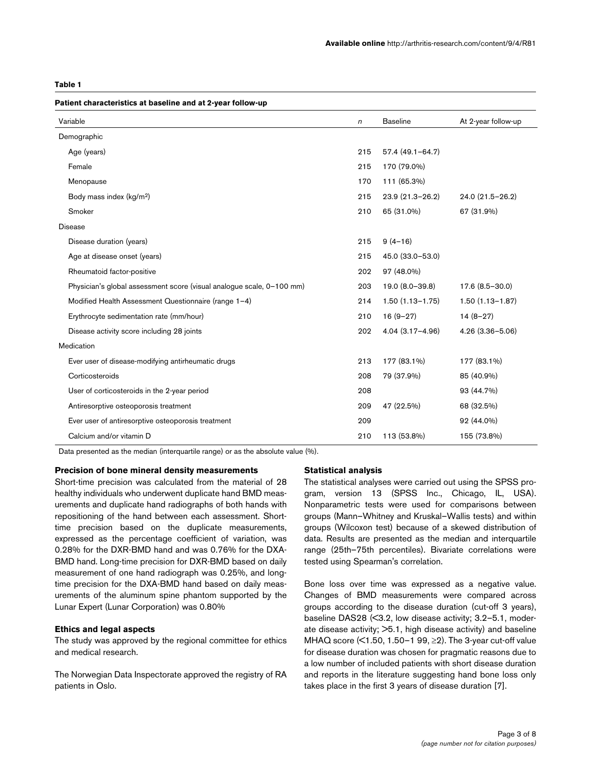**Table 1**

**Patient characteristics at baseline and at 2-year follow-up**

| Variable | n | Baseline | At 2-year follow-up |
|---|---|---|---|
| Demographic | | | |
| Age (years) | 215 | 57.4 (49.1–64.7) | |
| Female | 215 | 170 (79.0%) | |
| Menopause | 170 | 111 (65.3%) | |
| Body mass index (kg/m$^2$) | 215 | 23.9 (21.3–26.2) | 24.0 (21.5–26.2) |
| Smoker | 210 | 65 (31.0%) | 67 (31.9%) |
| Disease | | | |
| Disease duration (years) | 215 | 9 (4–16) | |
| Age at disease onset (years) | 215 | 45.0 (33.0–53.0) | |
| Rheumatoid factor-positive | 202 | 97 (48.0%) | |
| Physician's global assessment score (visual analogue scale, 0–100 mm) | 203 | 19.0 (8.0–39.8) | 17.6 (8.5–30.0) |
| Modified Health Assessment Questionnaire (range 1–4) | 214 | 1.50 (1.13–1.75) | 1.50 (1.13–1.87) |
| Erythrocyte sedimentation rate (mm/hour) | 210 | 16 (9–27) | 14 (8–27) |
| Disease activity score including 28 joints | 202 | 4.04 (3.17–4.96) | 4.26 (3.36–5.06) |
| Medication | | | |
| Ever user of disease-modifying antirheumatic drugs | 213 | 177 (83.1%) | 177 (83.1%) |
| Corticosteroids | 208 | 79 (37.9%) | 85 (40.9%) |
| User of corticosteroids in the 2-year period | 208 | | 93 (44.7%) |
| Antiresorptive osteoporosis treatment | 209 | 47 (22.5%) | 68 (32.5%) |
| Ever user of antiresorptive osteoporosis treatment | 209 | | 92 (44.0%) |
| Calcium and/or vitamin D | 210 | 113 (53.8%) | 155 (73.8%) |

Data presented as the median (interquartile range) or as the absolute value (%).

### Precision of bone mineral density measurements

Short-time precision was calculated from the material of 28 healthy individuals who underwent duplicate hand BMD measurements and duplicate hand radiographs of both hands with repositioning of the hand between each assessment. Short-time precision based on the duplicate measurements, expressed as the percentage coefficient of variation, was 0.28% for the DXR-BMD hand and was 0.76% for the DXA-BMD hand. Long-time precision for DXR-BMD based on daily measurement of one hand radiograph was 0.25%, and long-time precision for the DXA-BMD hand based on daily measurements of the aluminum spine phantom supported by the Lunar Expert (Lunar Corporation) was 0.80%

### Ethics and legal aspects

The study was approved by the regional committee for ethics and medical research.

The Norwegian Data Inspectorate approved the registry of RA patients in Oslo.

### Statistical analysis

The statistical analyses were carried out using the SPSS program, version 13 (SPSS Inc., Chicago, IL, USA). Nonparametric tests were used for comparisons between groups (Mann–Whitney and Kruskal–Wallis tests) and within groups (Wilcoxon test) because of a skewed distribution of data. Results are presented as the median and interquartile range (25th–75th percentiles). Bivariate correlations were tested using Spearman's correlation.

Bone loss over time was expressed as a negative value. Changes of BMD measurements were compared across groups according to the disease duration (cut-off 3 years), baseline DAS28 (<3.2, low disease activity; 3.2–5.1, moderate disease activity; >5.1, high disease activity) and baseline MHAQ score (<1.50, 1.50–1 99, ≥2). The 3-year cut-off value for disease duration was chosen for pragmatic reasons due to a low number of included patients with short disease duration and reports in the literature suggesting hand bone loss only takes place in the first 3 years of disease duration [7].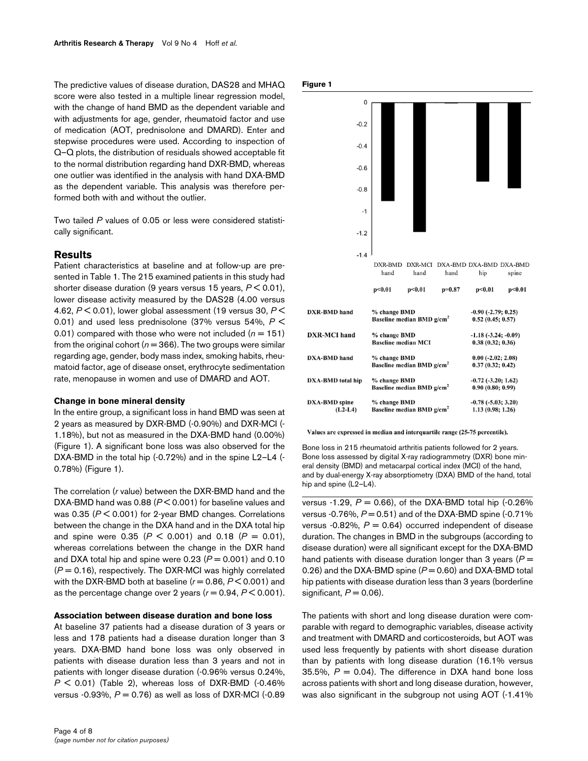The predictive values of disease duration, DAS28 and MHAQ score were also tested in a multiple linear regression model, with the change of hand BMD as the dependent variable and with adjustments for age, gender, rheumatoid factor and use of medication (AOT, prednisolone and DMARD). Enter and stepwise procedures were used. According to inspection of Q–Q plots, the distribution of residuals showed acceptable fit to the normal distribution regarding hand DXR-BMD, whereas one outlier was identified in the analysis with hand DXA-BMD as the dependent variable. This analysis was therefore performed both with and without the outlier.

Two tailed *P* values of 0.05 or less were considered statistically significant.

## Results

Patient characteristics at baseline and at follow-up are presented in Table 1. The 215 examined patients in this study had shorter disease duration (9 years versus 15 years, $P < 0.01$), lower disease activity measured by the DAS28 (4.00 versus 4.62, $P < 0.01$), lower global assessment (19 versus 30, $P < 0.01$) and used less prednisolone (37% versus 54%, $P < 0.01$) compared with those who were not included ($n = 151$) from the original cohort ($n = 366$). The two groups were similar regarding age, gender, body mass index, smoking habits, rheumatoid factor, age of disease onset, erythrocyte sedimentation rate, menopause in women and use of DMARD and AOT.

### Change in bone mineral density

In the entire group, a significant loss in hand BMD was seen at 2 years as measured by DXR-BMD (-0.90%) and DXR-MCI (-1.18%), but not as measured in the DXA-BMD hand (0.00%) (Figure 1). A significant bone loss was also observed for the DXA-BMD in the total hip (-0.72%) and in the spine L2–L4 (-0.78%) (Figure 1).

The correlation (*r* value) between the DXR-BMD hand and the DXA-BMD hand was 0.88 ($P < 0.001$) for baseline values and was 0.35 ($P < 0.001$) for 2-year BMD changes. Correlations between the change in the DXA hand and in the DXA total hip and spine were 0.35 ($P < 0.001$) and 0.18 ($P = 0.01$), whereas correlations between the change in the DXR hand and DXA total hip and spine were 0.23 ($P = 0.001$) and 0.10 ($P = 0.16$), respectively. The DXR-MCI was highly correlated with the DXR-BMD both at baseline ($r = 0.86$, $P < 0.001$) and as the percentage change over 2 years ($r = 0.94$, $P < 0.001$).

### Association between disease duration and bone loss

At baseline 37 patients had a disease duration of 3 years or less and 178 patients had a disease duration longer than 3 years. DXA-BMD hand bone loss was only observed in patients with disease duration less than 3 years and not in patients with longer disease duration (-0.96% versus 0.24%, $P < 0.01$) (Table 2), whereas loss of DXR-BMD (-0.46% versus -0.93%, $P = 0.76$) as well as loss of DXR-MCI (-0.89 versus -1.29, $P = 0.66$), of the DXA-BMD total hip (-0.26% versus -0.76%, $P = 0.51$) and of the DXA-BMD spine (-0.71% versus -0.82%, $P = 0.64$) occurred independent of disease duration. The changes in BMD in the subgroups (according to disease duration) were all significant except for the DXA-BMD hand patients with disease duration longer than 3 years ($P = 0.26$) and the DXA-BMD spine ($P = 0.60$) and DXA-BMD total hip patients with disease duration less than 3 years (borderline significant, $P = 0.06$).

The patients with short and long disease duration were comparable with regard to demographic variables, disease activity and treatment with DMARD and corticosteroids, but AOT was used less frequently by patients with short disease duration than by patients with long disease duration (16.1% versus 35.5%, $P = 0.04$). The difference in DXA hand bone loss across patients with short and long disease duration, however, was also significant in the subgroup not using AOT (-1.41%

**Figure 1**

| | DXR-BMD hand | DXR-MCI hand | DXA-BMD hand | DXA-BMD hip | DXA-BMD spine |
|---|---|---|---|---|---|
| | p<0.01 | p<0.01 | p=0.87 | p<0.01 | p<0.01 |

| | | |
|---|---|---|
| DXR-BMD hand | % change BMD<br>Baseline median BMD g/cm² | -0.90 (-2.79; 0.25)<br>0.52 (0.45; 0.57) |
| DXR-MCI hand | % change BMD<br>Baseline median MCI | -1.18 (-3.24; -0.09)<br>0.38 (0.32; 0.36) |
| DXA-BMD hand | % change BMD<br>Baseline median BMD g/cm² | 0.00 (-2.02; 2.08)<br>0.37 (0.32; 0.42) |
| DXA-BMD total hip | % change BMD<br>Baseline median BMD g/cm² | -0.72 (-3.20; 1.62)<br>0.90 (0.80; 0.99) |
| DXA-BMD spine (L2-L4) | % change BMD<br>Baseline median BMD g/cm² | -0.78 (-5.03; 3.20)<br>1.13 (0.98; 1.26) |

Values are expressed in median and interquartile range (25-75 percentile).

Bone loss in 215 rheumatoid arthritis patients followed for 2 years. Bone loss assessed by digital X-ray radiogrammetry (DXR) bone mineral density (BMD) and metacarpal cortical index (MCI) of the hand, and by dual-energy X-ray absorptiometry (DXA) BMD of the hand, total hip and spine (L2–L4).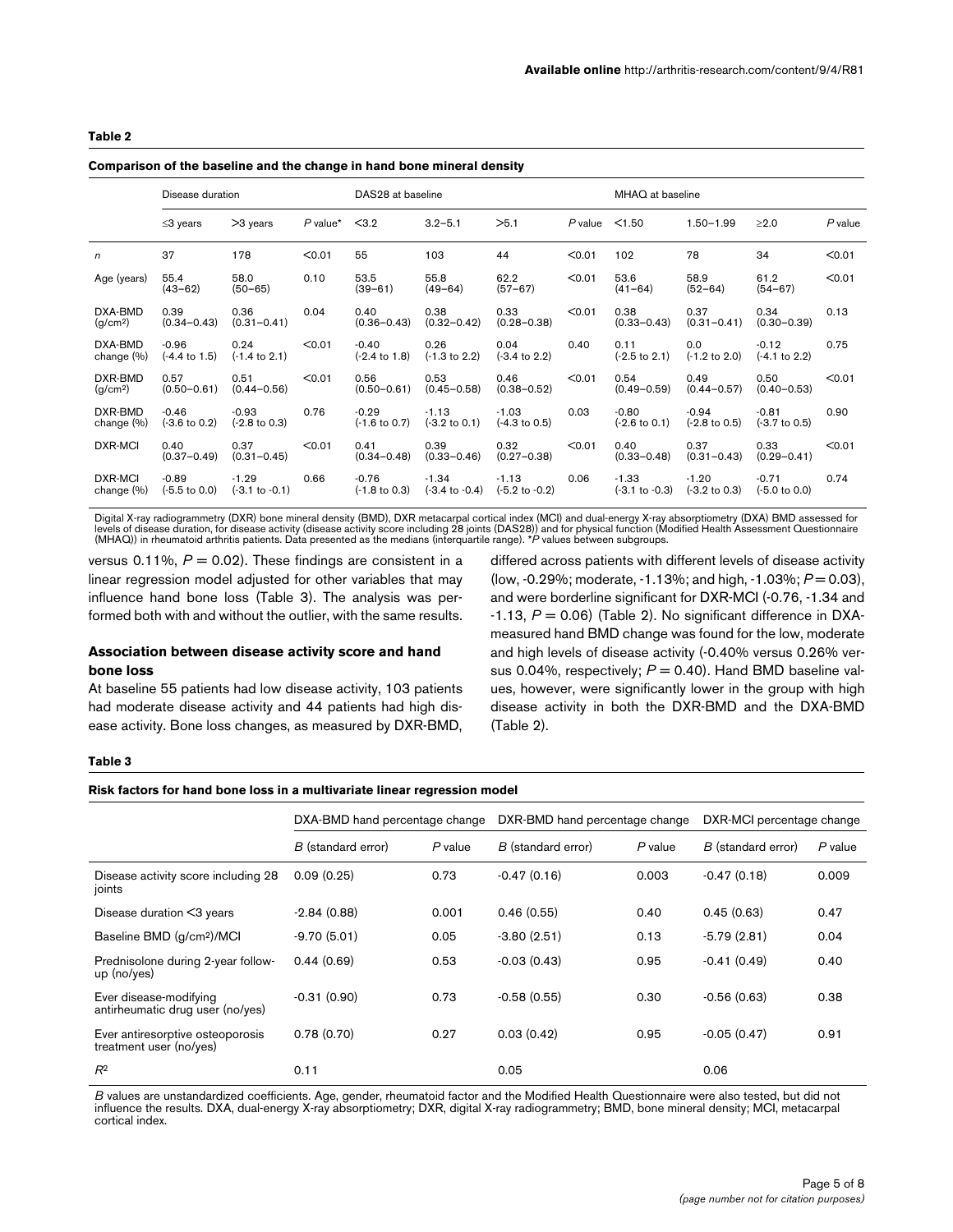**Table 2**

**Comparison of the baseline and the change in hand bone mineral density**

| | Disease duration | | | DAS28 at baseline | | | | MHAQ at baseline | | | |
|---|---|---|---|---|---|---|---|---|---|---|---|
| | ≤3 years | >3 years | *P* value* | <3.2 | 3.2–5.1 | >5.1 | *P* value | <1.50 | 1.50–1.99 | ≥2.0 | *P* value |
| *n* | 37 | 178 | <0.01 | 55 | 103 | 44 | <0.01 | 102 | 78 | 34 | <0.01 |
| Age (years) | 55.4 (43–62) | 58.0 (50–65) | 0.10 | 53.5 (39–61) | 55.8 (49–64) | 62.2 (57–67) | <0.01 | 53.6 (41–64) | 58.9 (52–64) | 61.2 (54–67) | <0.01 |
| DXA-BMD (g/cm²) | 0.39 (0.34–0.43) | 0.36 (0.31–0.41) | 0.04 | 0.40 (0.36–0.43) | 0.38 (0.32–0.42) | 0.33 (0.28–0.38) | <0.01 | 0.38 (0.33–0.43) | 0.37 (0.31–0.41) | 0.34 (0.30–0.39) | 0.13 |
| DXA-BMD change (%) | -0.96 (-4.4 to 1.5) | 0.24 (-1.4 to 2.1) | <0.01 | -0.40 (-2.4 to 1.8) | 0.26 (-1.3 to 2.2) | 0.04 (-3.4 to 2.2) | 0.40 | 0.11 (-2.5 to 2.1) | 0.0 (-1.2 to 2.0) | -0.12 (-4.1 to 2.2) | 0.75 |
| DXR-BMD (g/cm²) | 0.57 (0.50–0.61) | 0.51 (0.44–0.56) | <0.01 | 0.56 (0.50–0.61) | 0.53 (0.45–0.58) | 0.46 (0.38–0.52) | <0.01 | 0.54 (0.49–0.59) | 0.49 (0.44–0.57) | 0.50 (0.40–0.53) | <0.01 |
| DXR-BMD change (%) | -0.46 (-3.6 to 0.2) | -0.93 (-2.8 to 0.3) | 0.76 | -0.29 (-1.6 to 0.7) | -1.13 (-3.2 to 0.1) | -1.03 (-4.3 to 0.5) | 0.03 | -0.80 (-2.6 to 0.1) | -0.94 (-2.8 to 0.5) | -0.81 (-3.7 to 0.5) | 0.90 |
| DXR-MCI | 0.40 (0.37–0.49) | 0.37 (0.31–0.45) | <0.01 | 0.41 (0.34–0.48) | 0.39 (0.33–0.46) | 0.32 (0.27–0.38) | <0.01 | 0.40 (0.33–0.48) | 0.37 (0.31–0.43) | 0.33 (0.29–0.41) | <0.01 |
| DXR-MCI change (%) | -0.89 (-5.5 to 0.0) | -1.29 (-3.1 to -0.1) | 0.66 | -0.76 (-1.8 to 0.3) | -1.34 (-3.4 to -0.4) | -1.13 (-5.2 to -0.2) | 0.06 | -1.33 (-3.1 to -0.3) | -1.20 (-3.2 to 0.3) | -0.71 (-5.0 to 0.0) | 0.74 |

Digital X-ray radiogrammetry (DXR) bone mineral density (BMD), DXR metacarpal cortical index (MCI) and dual-energy X-ray absorptiometry (DXA) BMD assessed for levels of disease duration, for disease activity (disease activity score including 28 joints (DAS28)) and for physical function (Modified Health Assessment Questionnaire (MHAQ)) in rheumatoid arthritis patients. Data presented as the medians (interquartile range). **P* values between subgroups.

versus 0.11%, $P = 0.02$). These findings are consistent in a linear regression model adjusted for other variables that may influence hand bone loss (Table 3). The analysis was performed both with and without the outlier, with the same results.

### Association between disease activity score and hand bone loss

At baseline 55 patients had low disease activity, 103 patients had moderate disease activity and 44 patients had high disease activity. Bone loss changes, as measured by DXR-BMD, differed across patients with different levels of disease activity (low, -0.29%; moderate, -1.13%; and high, -1.03%; $P = 0.03$), and were borderline significant for DXR-MCI (-0.76, -1.34 and -1.13, $P = 0.06$) (Table 2). No significant difference in DXA-measured hand BMD change was found for the low, moderate and high levels of disease activity (-0.40% versus 0.26% versus 0.04%, respectively; $P = 0.40$). Hand BMD baseline values, however, were significantly lower in the group with high disease activity in both the DXR-BMD and the DXA-BMD (Table 2).

**Table 3**

**Risk factors for hand bone loss in a multivariate linear regression model**

| | DXA-BMD hand percentage change | | DXR-BMD hand percentage change | | DXR-MCI percentage change | |
|---|---|---|---|---|---|---|
| | *B* (standard error) | *P* value | *B* (standard error) | *P* value | *B* (standard error) | *P* value |
| Disease activity score including 28 joints | 0.09 (0.25) | 0.73 | -0.47 (0.16) | 0.003 | -0.47 (0.18) | 0.009 |
| Disease duration <3 years | -2.84 (0.88) | 0.001 | 0.46 (0.55) | 0.40 | 0.45 (0.63) | 0.47 |
| Baseline BMD (g/cm²)/MCI | -9.70 (5.01) | 0.05 | -3.80 (2.51) | 0.13 | -5.79 (2.81) | 0.04 |
| Prednisolone during 2-year follow-up (no/yes) | 0.44 (0.69) | 0.53 | -0.03 (0.43) | 0.95 | -0.41 (0.49) | 0.40 |
| Ever disease-modifying antirheumatic drug user (no/yes) | -0.31 (0.90) | 0.73 | -0.58 (0.55) | 0.30 | -0.56 (0.63) | 0.38 |
| Ever antiresorptive osteoporosis treatment user (no/yes) | 0.78 (0.70) | 0.27 | 0.03 (0.42) | 0.95 | -0.05 (0.47) | 0.91 |
| $R^2$ | 0.11 | | 0.05 | | 0.06 | |

*B* values are unstandardized coefficients. Age, gender, rheumatoid factor and the Modified Health Questionnaire were also tested, but did not influence the results. DXA, dual-energy X-ray absorptiometry; DXR, digital X-ray radiogrammetry; BMD, bone mineral density; MCI, metacarpal cortical index.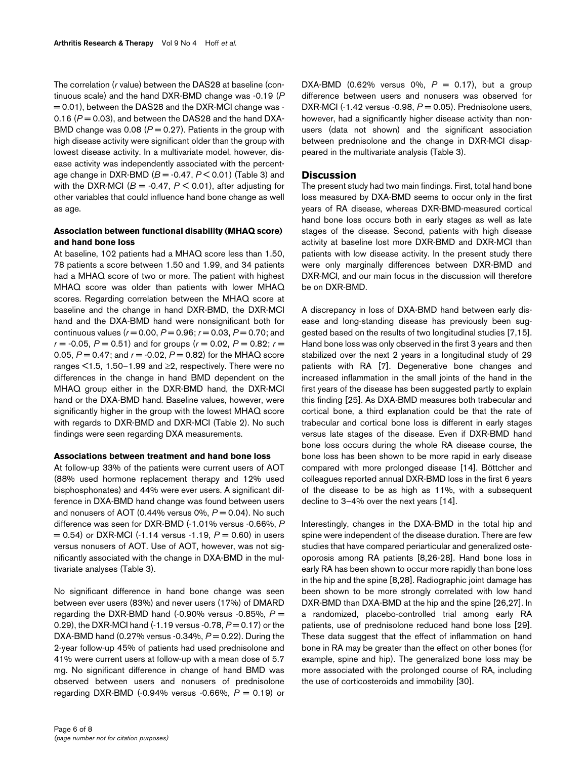The correlation (*r* value) between the DAS28 at baseline (continuous scale) and the hand DXR-BMD change was -0.19 ($P = 0.01$), between the DAS28 and the DXR-MCI change was -0.16 ($P = 0.03$), and between the DAS28 and the hand DXA-BMD change was 0.08 ($P = 0.27$). Patients in the group with high disease activity were significant older than the group with lowest disease activity. In a multivariate model, however, disease activity was independently associated with the percentage change in DXR-BMD ($B = -0.47$, $P < 0.01$) (Table 3) and with the DXR-MCI ($B = -0.47$, $P < 0.01$), after adjusting for other variables that could influence hand bone change as well as age.

### Association between functional disability (MHAQ score) and hand bone loss

At baseline, 102 patients had a MHAQ score less than 1.50, 78 patients a score between 1.50 and 1.99, and 34 patients had a MHAQ score of two or more. The patient with highest MHAQ score was older than patients with lower MHAQ scores. Regarding correlation between the MHAQ score at baseline and the change in hand DXR-BMD, the DXR-MCI hand and the DXA-BMD hand were nonsignificant both for continuous values ($r = 0.00$, $P = 0.96$; $r = 0.03$, $P = 0.70$; and $r = -0.05$, $P = 0.51$) and for groups ($r = 0.02$, $P = 0.82$; $r = 0.05$, $P = 0.47$; and $r = -0.02$, $P = 0.82$) for the MHAQ score ranges <1.5, 1.50–1.99 and ≥2, respectively. There were no differences in the change in hand BMD dependent on the MHAQ group either in the DXR-BMD hand, the DXR-MCI hand or the DXA-BMD hand. Baseline values, however, were significantly higher in the group with the lowest MHAQ score with regards to DXR-BMD and DXR-MCI (Table 2). No such findings were seen regarding DXA measurements.

### Associations between treatment and hand bone loss

At follow-up 33% of the patients were current users of AOT (88% used hormone replacement therapy and 12% used bisphosphonates) and 44% were ever users. A significant difference in DXA-BMD hand change was found between users and nonusers of AOT (0.44% versus 0%, $P = 0.04$). No such difference was seen for DXR-BMD (-1.01% versus -0.66%, $P = 0.54$) or DXR-MCI (-1.14 versus -1.19, $P = 0.60$) in users versus nonusers of AOT. Use of AOT, however, was not significantly associated with the change in DXA-BMD in the multivariate analyses (Table 3).

No significant difference in hand bone change was seen between ever users (83%) and never users (17%) of DMARD regarding the DXR-BMD hand (-0.90% versus -0.85%, $P = 0.29$), the DXR-MCI hand (-1.19 versus -0.78, $P = 0.17$) or the DXA-BMD hand (0.27% versus -0.34%, $P = 0.22$). During the 2-year follow-up 45% of patients had used prednisolone and 41% were current users at follow-up with a mean dose of 5.7 mg. No significant difference in change of hand BMD was observed between users and nonusers of prednisolone regarding DXR-BMD (-0.94% versus -0.66%, $P = 0.19$) or DXA-BMD (0.62% versus 0%, $P = 0.17$), but a group difference between users and nonusers was observed for DXR-MCI (-1.42 versus -0.98, $P = 0.05$). Prednisolone users, however, had a significantly higher disease activity than nonusers (data not shown) and the significant association between prednisolone and the change in DXR-MCI disappeared in the multivariate analysis (Table 3).

## Discussion

The present study had two main findings. First, total hand bone loss measured by DXA-BMD seems to occur only in the first years of RA disease, whereas DXR-BMD-measured cortical hand bone loss occurs both in early stages as well as late stages of the disease. Second, patients with high disease activity at baseline lost more DXR-BMD and DXR-MCI than patients with low disease activity. In the present study there were only marginally differences between DXR-BMD and DXR-MCI, and our main focus in the discussion will therefore be on DXR-BMD.

A discrepancy in loss of DXA-BMD hand between early disease and long-standing disease has previously been suggested based on the results of two longitudinal studies [7,15]. Hand bone loss was only observed in the first 3 years and then stabilized over the next 2 years in a longitudinal study of 29 patients with RA [7]. Degenerative bone changes and increased inflammation in the small joints of the hand in the first years of the disease has been suggested partly to explain this finding [25]. As DXA-BMD measures both trabecular and cortical bone, a third explanation could be that the rate of trabecular and cortical bone loss is different in early stages versus late stages of the disease. Even if DXR-BMD hand bone loss occurs during the whole RA disease course, the bone loss has been shown to be more rapid in early disease compared with more prolonged disease [14]. Böttcher and colleagues reported annual DXR-BMD loss in the first 6 years of the disease to be as high as 11%, with a subsequent decline to 3–4% over the next years [14].

Interestingly, changes in the DXA-BMD in the total hip and spine were independent of the disease duration. There are few studies that have compared periarticular and generalized osteoporosis among RA patients [8,26-28]. Hand bone loss in early RA has been shown to occur more rapidly than bone loss in the hip and the spine [8,28]. Radiographic joint damage has been shown to be more strongly correlated with low hand DXR-BMD than DXA-BMD at the hip and the spine [26,27]. In a randomized, placebo-controlled trial among early RA patients, use of prednisolone reduced hand bone loss [29]. These data suggest that the effect of inflammation on hand bone in RA may be greater than the effect on other bones (for example, spine and hip). The generalized bone loss may be more associated with the prolonged course of RA, including the use of corticosteroids and immobility [30].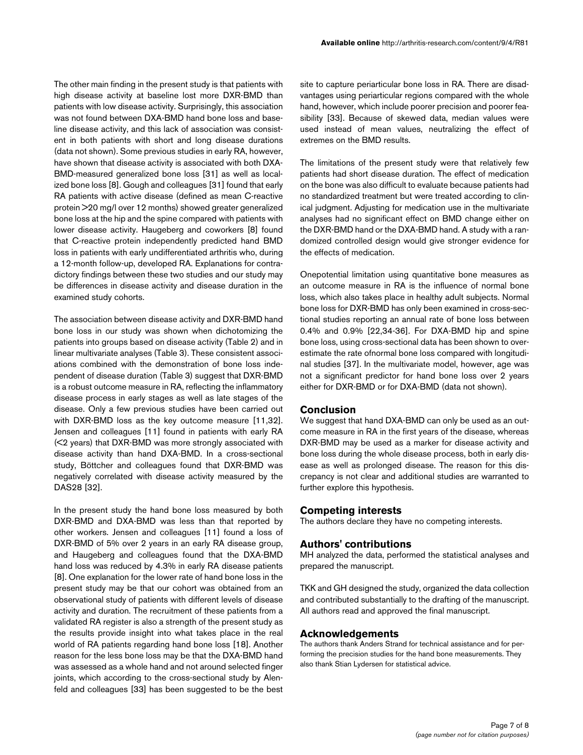The other main finding in the present study is that patients with high disease activity at baseline lost more DXR-BMD than patients with low disease activity. Surprisingly, this association was not found between DXA-BMD hand bone loss and baseline disease activity, and this lack of association was consistent in both patients with short and long disease durations (data not shown). Some previous studies in early RA, however, have shown that disease activity is associated with both DXA-BMD-measured generalized bone loss [31] as well as localized bone loss [8]. Gough and colleagues [31] found that early RA patients with active disease (defined as mean C-reactive protein >20 mg/l over 12 months) showed greater generalized bone loss at the hip and the spine compared with patients with lower disease activity. Haugeberg and coworkers [8] found that C-reactive protein independently predicted hand BMD loss in patients with early undifferentiated arthritis who, during a 12-month follow-up, developed RA. Explanations for contradictory findings between these two studies and our study may be differences in disease activity and disease duration in the examined study cohorts.

The association between disease activity and DXR-BMD hand bone loss in our study was shown when dichotomizing the patients into groups based on disease activity (Table 2) and in linear multivariate analyses (Table 3). These consistent associations combined with the demonstration of bone loss independent of disease duration (Table 3) suggest that DXR-BMD is a robust outcome measure in RA, reflecting the inflammatory disease process in early stages as well as late stages of the disease. Only a few previous studies have been carried out with DXR-BMD loss as the key outcome measure [11,32]. Jensen and colleagues [11] found in patients with early RA (<2 years) that DXR-BMD was more strongly associated with disease activity than hand DXA-BMD. In a cross-sectional study, Böttcher and colleagues found that DXR-BMD was negatively correlated with disease activity measured by the DAS28 [32].

In the present study the hand bone loss measured by both DXR-BMD and DXA-BMD was less than that reported by other workers. Jensen and colleagues [11] found a loss of DXR-BMD of 5% over 2 years in an early RA disease group, and Haugeberg and colleagues found that the DXA-BMD hand loss was reduced by 4.3% in early RA disease patients [8]. One explanation for the lower rate of hand bone loss in the present study may be that our cohort was obtained from an observational study of patients with different levels of disease activity and duration. The recruitment of these patients from a validated RA register is also a strength of the present study as the results provide insight into what takes place in the real world of RA patients regarding hand bone loss [18]. Another reason for the less bone loss may be that the DXA-BMD hand was assessed as a whole hand and not around selected finger joints, which according to the cross-sectional study by Alenfeld and colleagues [33] has been suggested to be the best site to capture periarticular bone loss in RA. There are disadvantages using periarticular regions compared with the whole hand, however, which include poorer precision and poorer feasibility [33]. Because of skewed data, median values were used instead of mean values, neutralizing the effect of extremes on the BMD results.

The limitations of the present study were that relatively few patients had short disease duration. The effect of medication on the bone was also difficult to evaluate because patients had no standardized treatment but were treated according to clinical judgment. Adjusting for medication use in the multivariate analyses had no significant effect on BMD change either on the DXR-BMD hand or the DXA-BMD hand. A study with a randomized controlled design would give stronger evidence for the effects of medication.

Onepotential limitation using quantitative bone measures as an outcome measure in RA is the influence of normal bone loss, which also takes place in healthy adult subjects. Normal bone loss for DXR-BMD has only been examined in cross-sectional studies reporting an annual rate of bone loss between 0.4% and 0.9% [22,34-36]. For DXA-BMD hip and spine bone loss, using cross-sectional data has been shown to overestimate the rate ofnormal bone loss compared with longitudinal studies [37]. In the multivariate model, however, age was not a significant predictor for hand bone loss over 2 years either for DXR-BMD or for DXA-BMD (data not shown).

## Conclusion

We suggest that hand DXA-BMD can only be used as an outcome measure in RA in the first years of the disease, whereas DXR-BMD may be used as a marker for disease activity and bone loss during the whole disease process, both in early disease as well as prolonged disease. The reason for this discrepancy is not clear and additional studies are warranted to further explore this hypothesis.

## Competing interests

The authors declare they have no competing interests.

## Authors' contributions

MH analyzed the data, performed the statistical analyses and prepared the manuscript.

TKK and GH designed the study, organized the data collection and contributed substantially to the drafting of the manuscript. All authors read and approved the final manuscript.

## Acknowledgements

The authors thank Anders Strand for technical assistance and for performing the precision studies for the hand bone measurements. They also thank Stian Lydersen for statistical advice.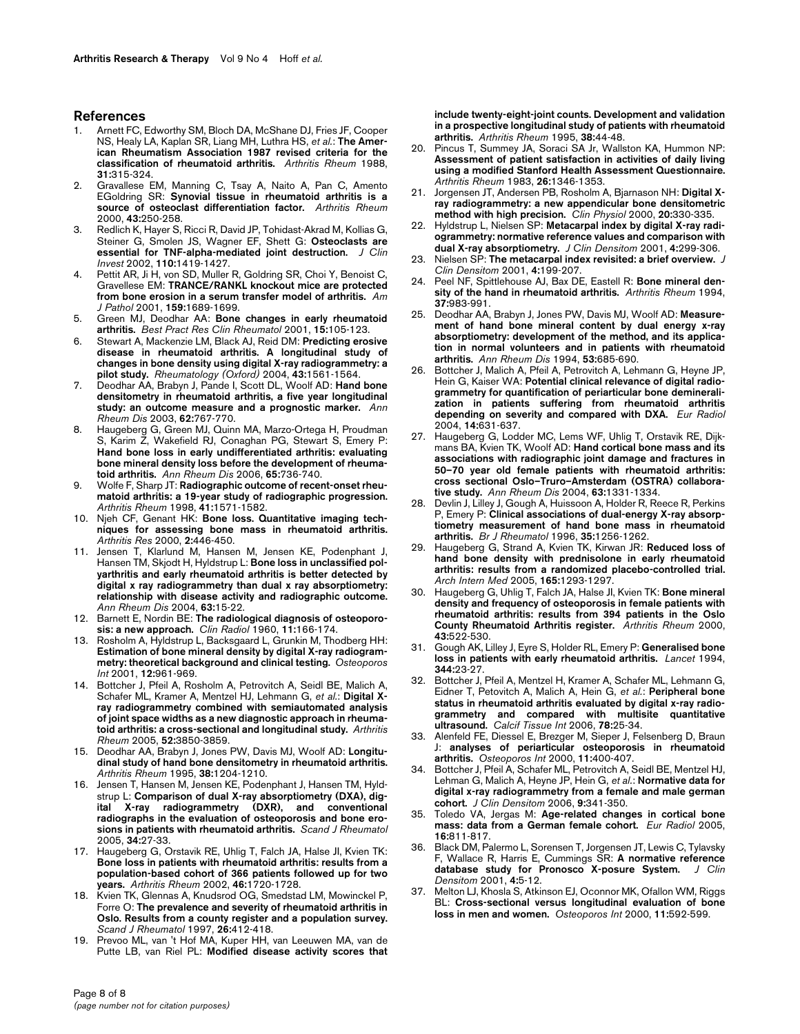## References

1. Arnett FC, Edworthy SM, Bloch DA, McShane DJ, Fries JF, Cooper NS, Healy LA, Kaplan SR, Liang MH, Luthra HS, *et al.*: **The American Rheumatism Association 1987 revised criteria for the classification of rheumatoid arthritis.** *Arthritis Rheum* 1988, **31:**315-324.
2. Gravallese EM, Manning C, Tsay A, Naito A, Pan C, Amento EGoldring SR: **Synovial tissue in rheumatoid arthritis is a source of osteoclast differentiation factor.** *Arthritis Rheum* 2000, **43:**250-258.
3. Redlich K, Hayer S, Ricci R, David JP, Tohidast-Akrad M, Kollias G, Steiner G, Smolen JS, Wagner EF, Shett G: **Osteoclasts are essential for TNF-alpha-mediated joint destruction.** *J Clin Invest* 2002, **110:**1419-1427.
4. Pettit AR, Ji H, von SD, Muller R, Goldring SR, Choi Y, Benoist C, Gravellese EM: **TRANCE/RANKL knockout mice are protected from bone erosion in a serum transfer model of arthritis.** *Am J Pathol* 2001, **159:**1689-1699.
5. Green MJ, Deodhar AA: **Bone changes in early rheumatoid arthritis.** *Best Pract Res Clin Rheumatol* 2001, **15:**105-123.
6. Stewart A, Mackenzie LM, Black AJ, Reid DM: **Predicting erosive disease in rheumatoid arthritis. A longitudinal study of changes in bone density using digital X-ray radiogrammetry: a pilot study.** *Rheumatology (Oxford)* 2004, **43:**1561-1564.
7. Deodhar AA, Brabyn J, Pande I, Scott DL, Woolf AD: **Hand bone densitometry in rheumatoid arthritis, a five year longitudinal study: an outcome measure and a prognostic marker.** *Ann Rheum Dis* 2003, **62:**767-770.
8. Haugeberg G, Green MJ, Quinn MA, Marzo-Ortega H, Proudman S, Karim Z, Wakefield RJ, Conaghan PG, Stewart S, Emery P: **Hand bone loss in early undifferentiated arthritis: evaluating bone mineral density loss before the development of rheumatoid arthritis.** *Ann Rheum Dis* 2006, **65:**736-740.
9. Wolfe F, Sharp JT: **Radiographic outcome of recent-onset rheumatoid arthritis: a 19-year study of radiographic progression.** *Arthritis Rheum* 1998, **41:**1571-1582.
10. Njeh CF, Genant HK: **Bone loss. Quantitative imaging techniques for assessing bone mass in rheumatoid arthritis.** *Arthritis Res* 2000, **2:**446-450.
11. Jensen T, Klarlund M, Hansen M, Jensen KE, Podenphant J, Hansen TM, Skjodt H, Hyldstrup L: **Bone loss in unclassified polyarthritis and early rheumatoid arthritis is better detected by digital x ray radiogrammetry than dual x ray absorptiometry: relationship with disease activity and radiographic outcome.** *Ann Rheum Dis* 2004, **63:**15-22.
12. Barnett E, Nordin BE: **The radiological diagnosis of osteoporosis: a new approach.** *Clin Radiol* 1960, **11:**166-174.
13. Rosholm A, Hyldstrup L, Backsgaard L, Grunkin M, Thodberg HH: **Estimation of bone mineral density by digital X-ray radiogrammetry: theoretical background and clinical testing.** *Osteoporos Int* 2001, **12:**961-969.
14. Bottcher J, Pfeil A, Rosholm A, Petrovitch A, Seidl BE, Malich A, Schafer ML, Kramer A, Mentzel HJ, Lehmann G, *et al.*: **Digital X-ray radiogrammetry combined with semiautomated analysis of joint space widths as a new diagnostic approach in rheumatoid arthritis: a cross-sectional and longitudinal study.** *Arthritis Rheum* 2005, **52:**3850-3859.
15. Deodhar AA, Brabyn J, Jones PW, Davis MJ, Woolf AD: **Longitudinal study of hand bone densitometry in rheumatoid arthritis.** *Arthritis Rheum* 1995, **38:**1204-1210.
16. Jensen T, Hansen M, Jensen KE, Podenphant J, Hansen TM, Hyldstrup L: **Comparison of dual X-ray absorptiometry (DXA), digital X-ray radiogrammetry (DXR), and conventional radiographs in the evaluation of osteoporosis and bone erosions in patients with rheumatoid arthritis.** *Scand J Rheumatol* 2005, **34:**27-33.
17. Haugeberg G, Orstavik RE, Uhlig T, Falch JA, Halse JI, Kvien TK: **Bone loss in patients with rheumatoid arthritis: results from a population-based cohort of 366 patients followed up for two years.** *Arthritis Rheum* 2002, **46:**1720-1728.
18. Kvien TK, Glennas A, Knudsrod OG, Smedstad LM, Mowinckel P, Forre O: **The prevalence and severity of rheumatoid arthritis in Oslo. Results from a county register and a population survey.** *Scand J Rheumatol* 1997, **26:**412-418.
19. Prevoo ML, van 't Hof MA, Kuper HH, van Leeuwen MA, van de Putte LB, van Riel PL: **Modified disease activity scores that include twenty-eight-joint counts. Development and validation in a prospective longitudinal study of patients with rheumatoid arthritis.** *Arthritis Rheum* 1995, **38:**44-48.
20. Pincus T, Summey JA, Soraci SA Jr, Wallston KA, Hummon NP: **Assessment of patient satisfaction in activities of daily living using a modified Stanford Health Assessment Questionnaire.** *Arthritis Rheum* 1983, **26:**1346-1353.
21. Jorgensen JT, Andersen PB, Rosholm A, Bjarnason NH: **Digital X-ray radiogrammetry: a new appendicular bone densitometric method with high precision.** *Clin Physiol* 2000, **20:**330-335.
22. Hyldstrup L, Nielsen SP: **Metacarpal index by digital X-ray radiogrammetry: normative reference values and comparison with dual X-ray absorptiometry.** *J Clin Densitom* 2001, **4:**299-306.
23. Nielsen SP: **The metacarpal index revisited: a brief overview.** *J Clin Densitom* 2001, **4:**199-207.
24. Peel NF, Spittlehouse AJ, Bax DE, Eastell R: **Bone mineral density of the hand in rheumatoid arthritis.** *Arthritis Rheum* 1994, **37:**983-991.
25. Deodhar AA, Brabyn J, Jones PW, Davis MJ, Woolf AD: **Measurement of hand bone mineral content by dual energy x-ray absorptiometry: development of the method, and its application in normal volunteers and in patients with rheumatoid arthritis.** *Ann Rheum Dis* 1994, **53:**685-690.
26. Bottcher J, Malich A, Pfeil A, Petrovitch A, Lehmann G, Heyne JP, Hein G, Kaiser WA: **Potential clinical relevance of digital radiogrammetry for quantification of periarticular bone demineralization in patients suffering from rheumatoid arthritis depending on severity and compared with DXA.** *Eur Radiol* 2004, **14:**631-637.
27. Haugeberg G, Lodder MC, Lems WF, Uhlig T, Orstavik RE, Dijkmans BA, Kvien TK, Woolf AD: **Hand cortical bone mass and its associations with radiographic joint damage and fractures in 50–70 year old female patients with rheumatoid arthritis: cross sectional Oslo–Truro–Amsterdam (OSTRA) collaborative study.** *Ann Rheum Dis* 2004, **63:**1331-1334.
28. Devlin J, Lilley J, Gough A, Huissoon A, Holder R, Reece R, Perkins P, Emery P: **Clinical associations of dual-energy X-ray absorptiometry measurement of hand bone mass in rheumatoid arthritis.** *Br J Rheumatol* 1996, **35:**1256-1262.
29. Haugeberg G, Strand A, Kvien TK, Kirwan JR: **Reduced loss of hand bone density with prednisolone in early rheumatoid arthritis: results from a randomized placebo-controlled trial.** *Arch Intern Med* 2005, **165:**1293-1297.
30. Haugeberg G, Uhlig T, Falch JA, Halse JI, Kvien TK: **Bone mineral density and frequency of osteoporosis in female patients with rheumatoid arthritis: results from 394 patients in the Oslo County Rheumatoid Arthritis register.** *Arthritis Rheum* 2000, **43:**522-530.
31. Gough AK, Lilley J, Eyre S, Holder RL, Emery P: **Generalised bone loss in patients with early rheumatoid arthritis.** *Lancet* 1994, **344:**23-27.
32. Bottcher J, Pfeil A, Mentzel H, Kramer A, Schafer ML, Lehmann G, Eidner T, Petovitch A, Malich A, Hein G, *et al.*: **Peripheral bone status in rheumatoid arthritis evaluated by digital x-ray radiogrammetry and compared with multisite quantitative ultrasound.** *Calcif Tissue Int* 2006, **78:**25-34.
33. Alenfeld FE, Diessel E, Brezger M, Sieper J, Felsenberg D, Braun J: **analyses of periarticular osteoporosis in rheumatoid arthritis.** *Osteoporos Int* 2000, **11:**400-407.
34. Bottcher J, Pfeil A, Schafer ML, Petrovitch A, Seidl BE, Mentzel HJ, Lehman G, Malich A, Heyne JP, Hein G, *et al.*: **Normative data for digital x-ray radiogrammetry from a female and male german cohort.** *J Clin Densitom* 2006, **9:**341-350.
35. Toledo VA, Jergas M: **Age-related changes in cortical bone mass: data from a German female cohort.** *Eur Radiol* 2005, **16:**811-817.
36. Black DM, Palermo L, Sorensen T, Jorgensen JT, Lewis C, Tylavsky F, Wallace R, Harris E, Cummings SR: **A normative reference database study for Pronosco X-posure System.** *J Clin Densitom* 2001, **4:**5-12.
37. Melton LJ, Khosla S, Atkinson EJ, Oconnor MK, Ofallon WM, Riggs BL: **Cross-sectional versus longitudinal evaluation of bone loss in men and women.** *Osteoporos Int* 2000, **11:**592-599.